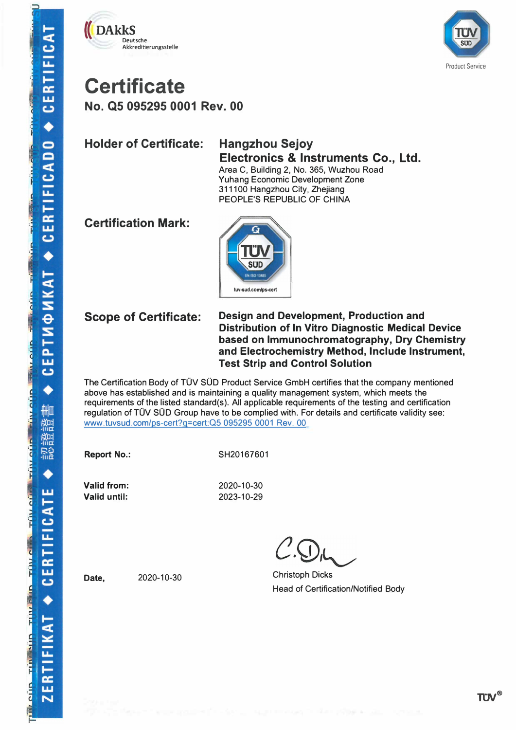DAkkS
Deutsche Akkreditierungsstelle

Product Service

# Certificate

## No. Q5 095295 0001 Rev. 00

**Holder of Certificate:** **Hangzhou Sejoy Electronics & Instruments Co., Ltd.**
Area C, Building 2, No. 365, Wuzhou Road
Yuhang Economic Development Zone
311100 Hangzhou City, Zhejiang
PEOPLE'S REPUBLIC OF CHINA

**Certification Mark:**

EN ISO 13485
tuv-sud.com/ps-cert

**Scope of Certificate:** **Design and Development, Production and Distribution of In Vitro Diagnostic Medical Device based on Immunochromatography, Dry Chemistry and Electrochemistry Method, Include Instrument, Test Strip and Control Solution**

The Certification Body of TÜV SÜD Product Service GmbH certifies that the company mentioned above has established and is maintaining a quality management system, which meets the requirements of the listed standard(s). All applicable requirements of the testing and certification regulation of TÜV SÜD Group have to be complied with. For details and certificate validity see: www.tuvsud.com/ps-cert?q=cert:Q5 095295 0001 Rev. 00

**Report No.:** SH20167601

**Valid from:** 2020-10-30
**Valid until:** 2023-10-29

**Date,** 2020-10-30

Christoph Dicks
Head of Certification/Notified Body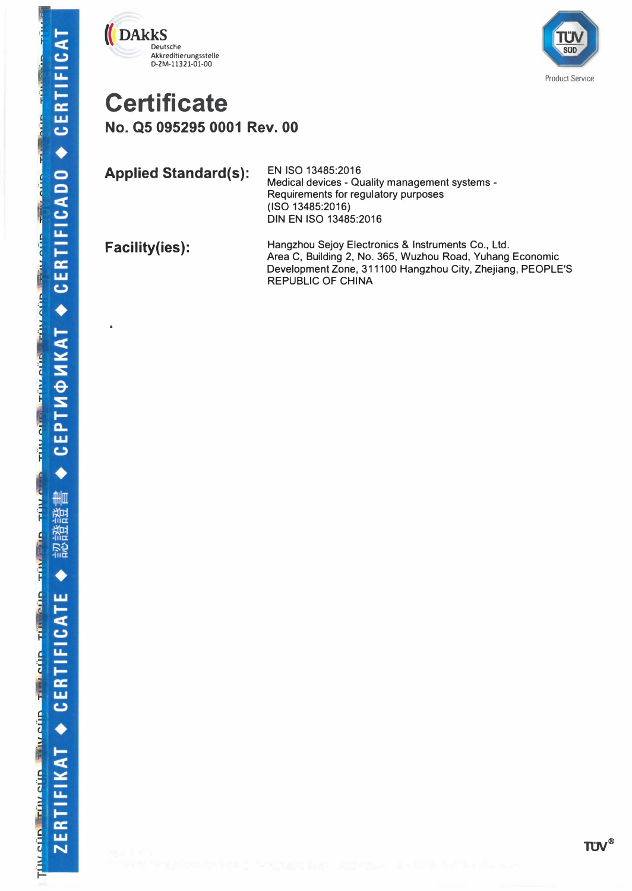DAkkS
Deutsche
Akkreditierungsstelle
D-ZM-11321-01-00

TÜV SÜD
Product Service

# Certificate

## No. Q5 095295 0001 Rev. 00

**Applied Standard(s):**

EN ISO 13485:2016
Medical devices - Quality management systems -
Requirements for regulatory purposes
(ISO 13485:2016)
DIN EN ISO 13485:2016

**Facility(ies):**

Hangzhou Sejoy Electronics & Instruments Co., Ltd.
Area C, Building 2, No. 365, Wuzhou Road, Yuhang Economic
Development Zone, 311100 Hangzhou City, Zhejiang, PEOPLE'S
REPUBLIC OF CHINA